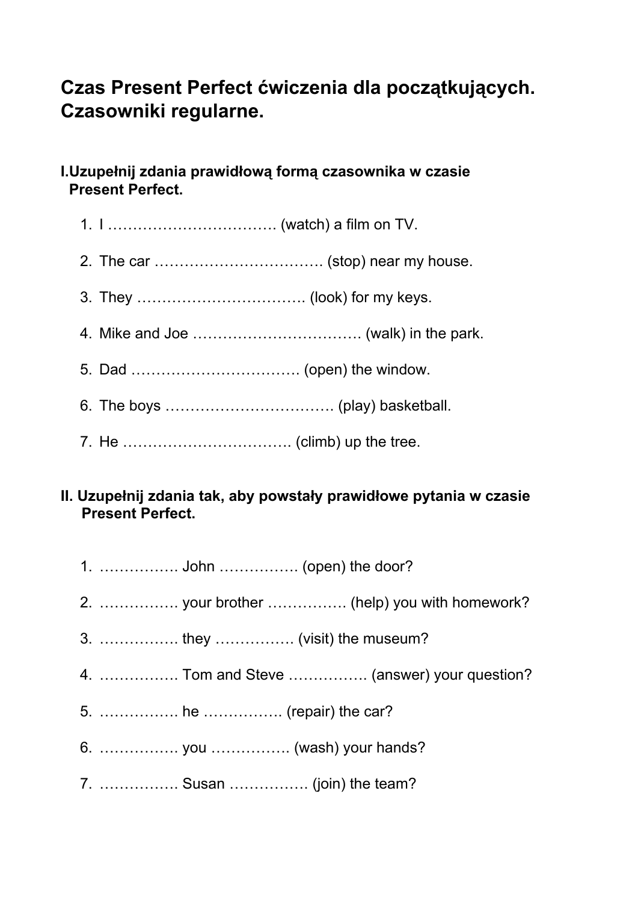# Czas Present Perfect ćwiczenia dla początkujących. Czasowniki regularne.

### I.Uzupełnij zdania prawidłową formą czasownika w czasie Present Perfect.

1. I ……………………………. (watch) a film on TV.
2. The car ……………………………. (stop) near my house.
3. They ……………………………. (look) for my keys.
4. Mike and Joe ……………………………. (walk) in the park.
5. Dad ……………………………. (open) the window.
6. The boys ……………………………. (play) basketball.
7. He ……………………………. (climb) up the tree.

### II. Uzupełnij zdania tak, aby powstały prawidłowe pytania w czasie Present Perfect.

1. ……………. John ……………. (open) the door?
2. ……………. your brother ……………. (help) you with homework?
3. ……………. they ……………. (visit) the museum?
4. ……………. Tom and Steve ……………. (answer) your question?
5. ……………. he ……………. (repair) the car?
6. ……………. you ……………. (wash) your hands?
7. ……………. Susan ……………. (join) the team?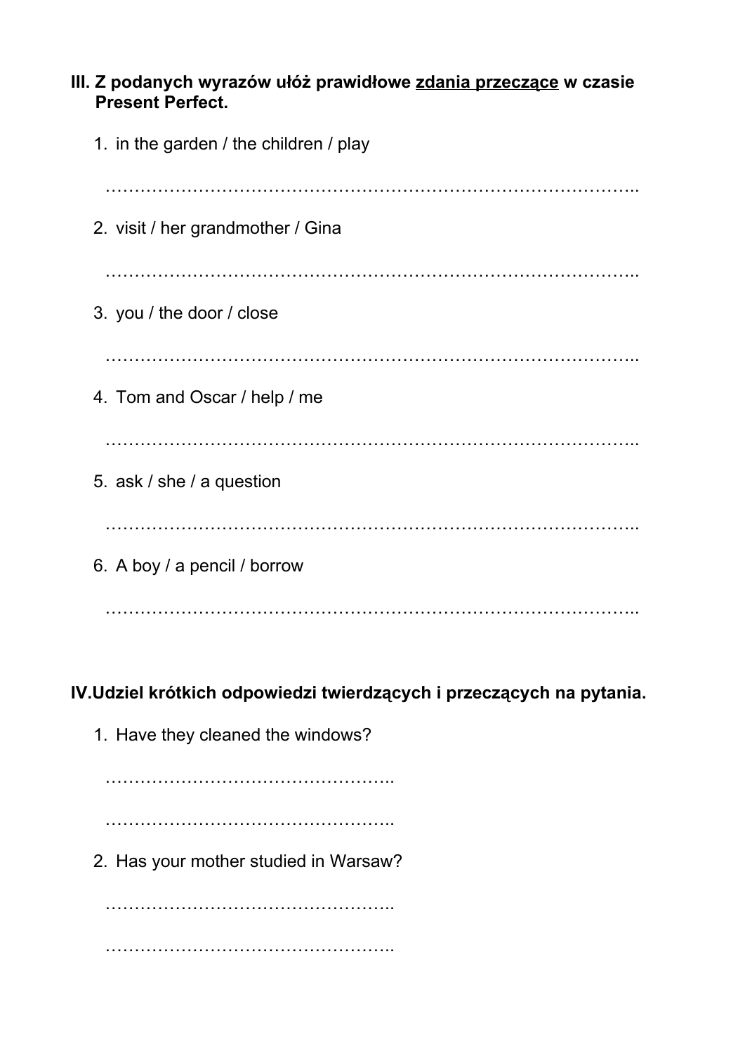**III. Z podanych wyrazów ułóż prawidłowe <u>zdania przeczące</u> w czasie Present Perfect.**

1. in the garden / the children / play

   ……………………………………………………………………………………..

2. visit / her grandmother / Gina

   ……………………………………………………………………………………..

3. you / the door / close

   ……………………………………………………………………………………..

4. Tom and Oscar / help / me

   ……………………………………………………………………………………..

5. ask / she / a question

   ……………………………………………………………………………………..

6. A boy / a pencil / borrow

   ……………………………………………………………………………………..

**IV. Udziel krótkich odpowiedzi twierdzących i przeczących na pytania.**

1. Have they cleaned the windows?

   …………………………………………..

   …………………………………………..

2. Has your mother studied in Warsaw?

   …………………………………………..

   …………………………………………..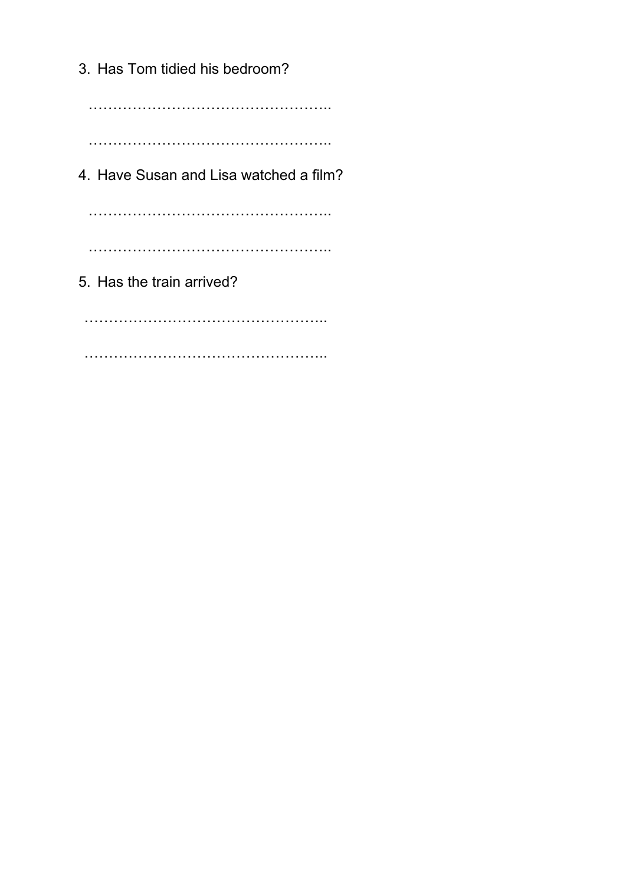3. Has Tom tidied his bedroom?

   ……………………………………………..

   ……………………………………………..

4. Have Susan and Lisa watched a film?

   ……………………………………………..

   ……………………………………………..

5. Has the train arrived?

   ……………………………………………..

   ……………………………………………..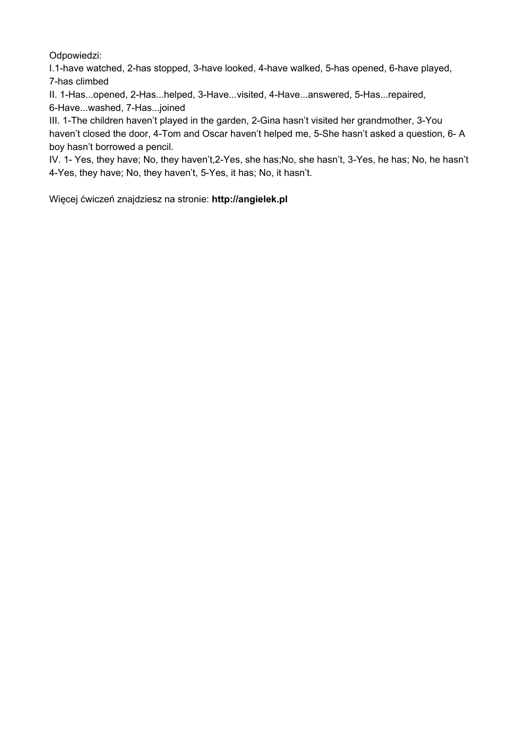Odpowiedzi:

I.1-have watched, 2-has stopped, 3-have looked, 4-have walked, 5-has opened, 6-have played, 7-has climbed

II. 1-Has...opened, 2-Has...helped, 3-Have...visited, 4-Have...answered, 5-Has...repaired, 6-Have...washed, 7-Has...joined

III. 1-The children haven't played in the garden, 2-Gina hasn't visited her grandmother, 3-You haven't closed the door, 4-Tom and Oscar haven't helped me, 5-She hasn't asked a question, 6- A boy hasn't borrowed a pencil.

IV. 1- Yes, they have; No, they haven't,2-Yes, she has;No, she hasn't, 3-Yes, he has; No, he hasn't 4-Yes, they have; No, they haven't, 5-Yes, it has; No, it hasn't.

Więcej ćwiczeń znajdziesz na stronie: **http://angielek.pl**